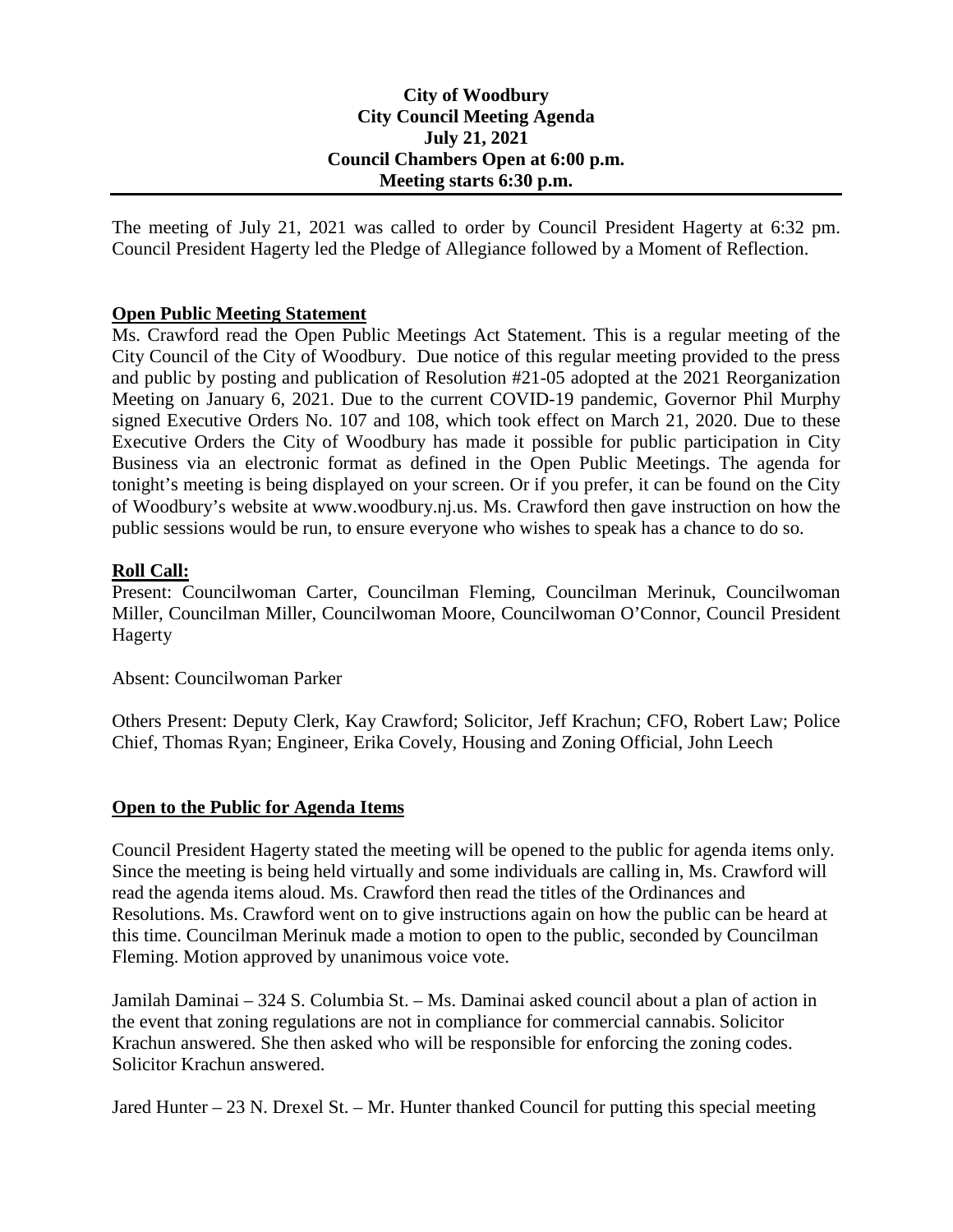**City of Woodbury**
**City Council Meeting Agenda**
**July 21, 2021**
**Council Chambers Open at 6:00 p.m.**
**Meeting starts 6:30 p.m.**

---

The meeting of July 21, 2021 was called to order by Council President Hagerty at 6:32 pm. Council President Hagerty led the Pledge of Allegiance followed by a Moment of Reflection.

## Open Public Meeting Statement

Ms. Crawford read the Open Public Meetings Act Statement. This is a regular meeting of the City Council of the City of Woodbury. Due notice of this regular meeting provided to the press and public by posting and publication of Resolution #21-05 adopted at the 2021 Reorganization Meeting on January 6, 2021. Due to the current COVID-19 pandemic, Governor Phil Murphy signed Executive Orders No. 107 and 108, which took effect on March 21, 2020. Due to these Executive Orders the City of Woodbury has made it possible for public participation in City Business via an electronic format as defined in the Open Public Meetings. The agenda for tonight's meeting is being displayed on your screen. Or if you prefer, it can be found on the City of Woodbury's website at www.woodbury.nj.us. Ms. Crawford then gave instruction on how the public sessions would be run, to ensure everyone who wishes to speak has a chance to do so.

## Roll Call:

Present: Councilwoman Carter, Councilman Fleming, Councilman Merinuk, Councilwoman Miller, Councilman Miller, Councilwoman Moore, Councilwoman O'Connor, Council President Hagerty

Absent: Councilwoman Parker

Others Present: Deputy Clerk, Kay Crawford; Solicitor, Jeff Krachun; CFO, Robert Law; Police Chief, Thomas Ryan; Engineer, Erika Covely, Housing and Zoning Official, John Leech

## Open to the Public for Agenda Items

Council President Hagerty stated the meeting will be opened to the public for agenda items only. Since the meeting is being held virtually and some individuals are calling in, Ms. Crawford will read the agenda items aloud. Ms. Crawford then read the titles of the Ordinances and Resolutions. Ms. Crawford went on to give instructions again on how the public can be heard at this time. Councilman Merinuk made a motion to open to the public, seconded by Councilman Fleming. Motion approved by unanimous voice vote.

Jamilah Daminai – 324 S. Columbia St. – Ms. Daminai asked council about a plan of action in the event that zoning regulations are not in compliance for commercial cannabis. Solicitor Krachun answered. She then asked who will be responsible for enforcing the zoning codes. Solicitor Krachun answered.

Jared Hunter – 23 N. Drexel St. – Mr. Hunter thanked Council for putting this special meeting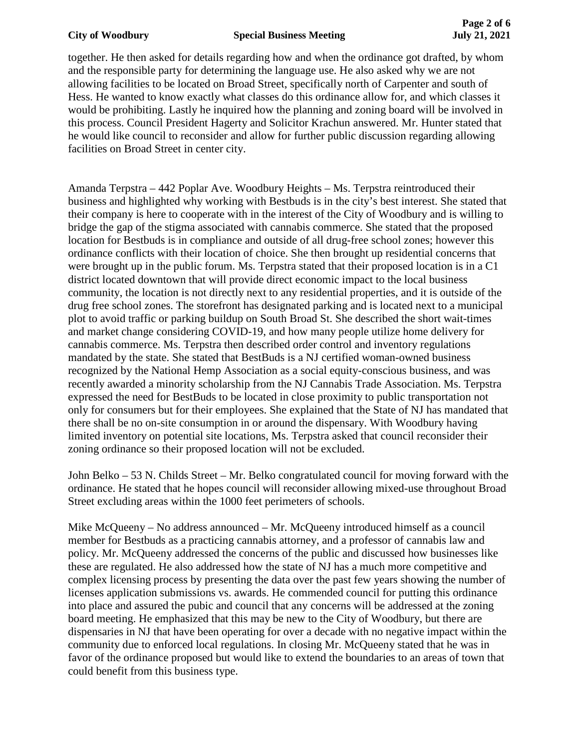together. He then asked for details regarding how and when the ordinance got drafted, by whom and the responsible party for determining the language use. He also asked why we are not allowing facilities to be located on Broad Street, specifically north of Carpenter and south of Hess. He wanted to know exactly what classes do this ordinance allow for, and which classes it would be prohibiting. Lastly he inquired how the planning and zoning board will be involved in this process. Council President Hagerty and Solicitor Krachun answered. Mr. Hunter stated that he would like council to reconsider and allow for further public discussion regarding allowing facilities on Broad Street in center city.

Amanda Terpstra – 442 Poplar Ave. Woodbury Heights – Ms. Terpstra reintroduced their business and highlighted why working with Bestbuds is in the city's best interest. She stated that their company is here to cooperate with in the interest of the City of Woodbury and is willing to bridge the gap of the stigma associated with cannabis commerce. She stated that the proposed location for Bestbuds is in compliance and outside of all drug-free school zones; however this ordinance conflicts with their location of choice. She then brought up residential concerns that were brought up in the public forum. Ms. Terpstra stated that their proposed location is in a C1 district located downtown that will provide direct economic impact to the local business community, the location is not directly next to any residential properties, and it is outside of the drug free school zones. The storefront has designated parking and is located next to a municipal plot to avoid traffic or parking buildup on South Broad St. She described the short wait-times and market change considering COVID-19, and how many people utilize home delivery for cannabis commerce. Ms. Terpstra then described order control and inventory regulations mandated by the state. She stated that BestBuds is a NJ certified woman-owned business recognized by the National Hemp Association as a social equity-conscious business, and was recently awarded a minority scholarship from the NJ Cannabis Trade Association. Ms. Terpstra expressed the need for BestBuds to be located in close proximity to public transportation not only for consumers but for their employees. She explained that the State of NJ has mandated that there shall be no on-site consumption in or around the dispensary. With Woodbury having limited inventory on potential site locations, Ms. Terpstra asked that council reconsider their zoning ordinance so their proposed location will not be excluded.

John Belko – 53 N. Childs Street – Mr. Belko congratulated council for moving forward with the ordinance. He stated that he hopes council will reconsider allowing mixed-use throughout Broad Street excluding areas within the 1000 feet perimeters of schools.

Mike McQueeny – No address announced – Mr. McQueeny introduced himself as a council member for Bestbuds as a practicing cannabis attorney, and a professor of cannabis law and policy. Mr. McQueeny addressed the concerns of the public and discussed how businesses like these are regulated. He also addressed how the state of NJ has a much more competitive and complex licensing process by presenting the data over the past few years showing the number of licenses application submissions vs. awards. He commended council for putting this ordinance into place and assured the pubic and council that any concerns will be addressed at the zoning board meeting. He emphasized that this may be new to the City of Woodbury, but there are dispensaries in NJ that have been operating for over a decade with no negative impact within the community due to enforced local regulations. In closing Mr. McQueeny stated that he was in favor of the ordinance proposed but would like to extend the boundaries to an areas of town that could benefit from this business type.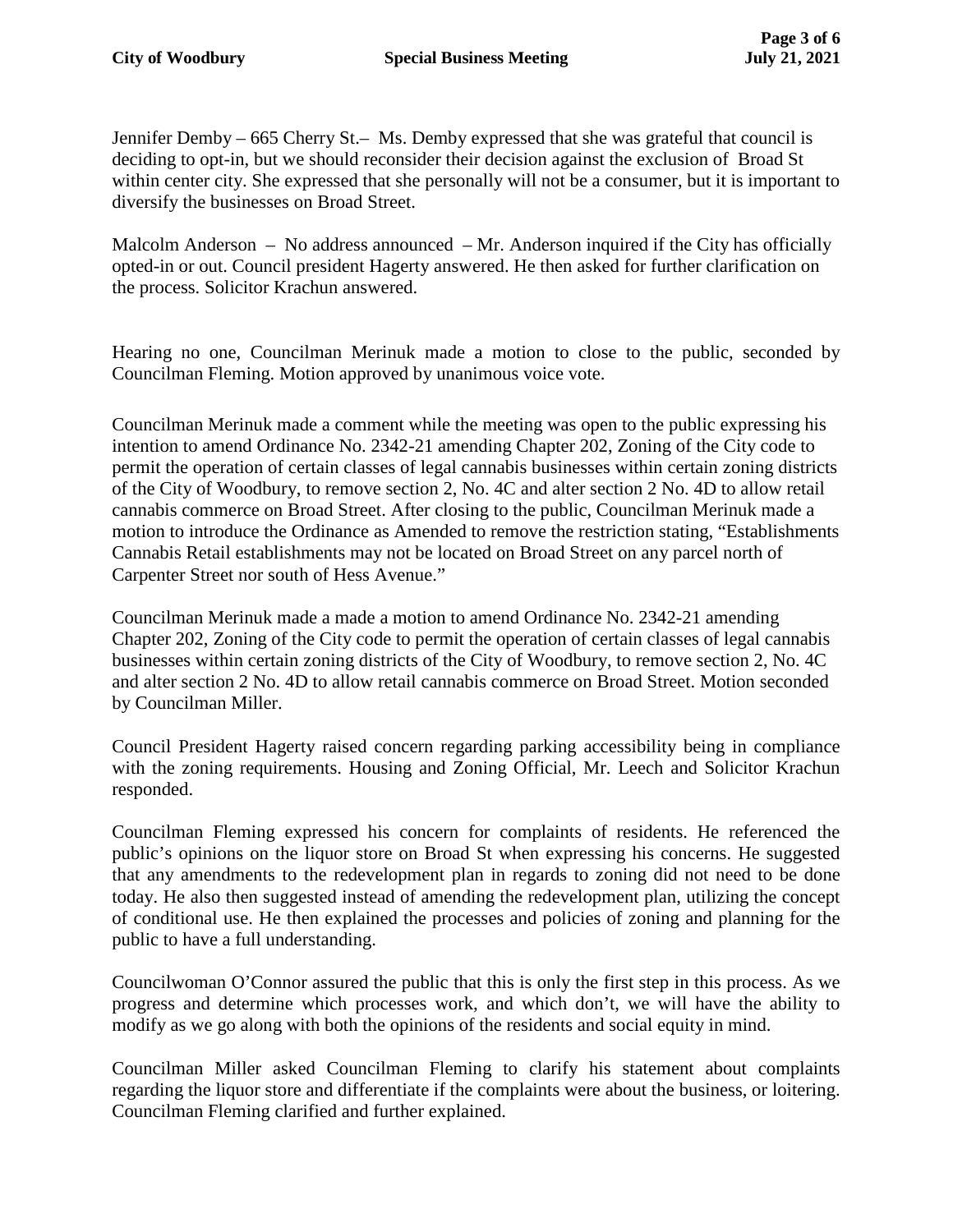Jennifer Demby – 665 Cherry St.– Ms. Demby expressed that she was grateful that council is deciding to opt-in, but we should reconsider their decision against the exclusion of Broad St within center city. She expressed that she personally will not be a consumer, but it is important to diversify the businesses on Broad Street.

Malcolm Anderson – No address announced – Mr. Anderson inquired if the City has officially opted-in or out. Council president Hagerty answered. He then asked for further clarification on the process. Solicitor Krachun answered.

Hearing no one, Councilman Merinuk made a motion to close to the public, seconded by Councilman Fleming. Motion approved by unanimous voice vote.

Councilman Merinuk made a comment while the meeting was open to the public expressing his intention to amend Ordinance No. 2342-21 amending Chapter 202, Zoning of the City code to permit the operation of certain classes of legal cannabis businesses within certain zoning districts of the City of Woodbury, to remove section 2, No. 4C and alter section 2 No. 4D to allow retail cannabis commerce on Broad Street. After closing to the public, Councilman Merinuk made a motion to introduce the Ordinance as Amended to remove the restriction stating, "Establishments Cannabis Retail establishments may not be located on Broad Street on any parcel north of Carpenter Street nor south of Hess Avenue."

Councilman Merinuk made a made a motion to amend Ordinance No. 2342-21 amending Chapter 202, Zoning of the City code to permit the operation of certain classes of legal cannabis businesses within certain zoning districts of the City of Woodbury, to remove section 2, No. 4C and alter section 2 No. 4D to allow retail cannabis commerce on Broad Street. Motion seconded by Councilman Miller.

Council President Hagerty raised concern regarding parking accessibility being in compliance with the zoning requirements. Housing and Zoning Official, Mr. Leech and Solicitor Krachun responded.

Councilman Fleming expressed his concern for complaints of residents. He referenced the public's opinions on the liquor store on Broad St when expressing his concerns. He suggested that any amendments to the redevelopment plan in regards to zoning did not need to be done today. He also then suggested instead of amending the redevelopment plan, utilizing the concept of conditional use. He then explained the processes and policies of zoning and planning for the public to have a full understanding.

Councilwoman O'Connor assured the public that this is only the first step in this process. As we progress and determine which processes work, and which don't, we will have the ability to modify as we go along with both the opinions of the residents and social equity in mind.

Councilman Miller asked Councilman Fleming to clarify his statement about complaints regarding the liquor store and differentiate if the complaints were about the business, or loitering. Councilman Fleming clarified and further explained.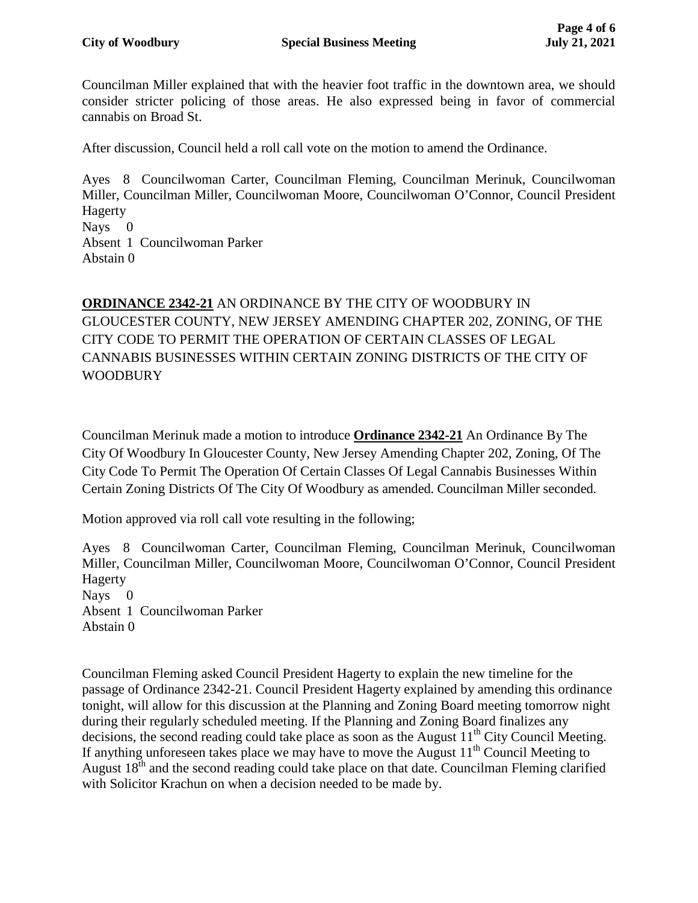Councilman Miller explained that with the heavier foot traffic in the downtown area, we should consider stricter policing of those areas. He also expressed being in favor of commercial cannabis on Broad St.

After discussion, Council held a roll call vote on the motion to amend the Ordinance.

Ayes 8 Councilwoman Carter, Councilman Fleming, Councilman Merinuk, Councilwoman Miller, Councilman Miller, Councilwoman Moore, Councilwoman O'Connor, Council President Hagerty
Nays 0
Absent 1 Councilwoman Parker
Abstain 0

**ORDINANCE 2342-21** AN ORDINANCE BY THE CITY OF WOODBURY IN GLOUCESTER COUNTY, NEW JERSEY AMENDING CHAPTER 202, ZONING, OF THE CITY CODE TO PERMIT THE OPERATION OF CERTAIN CLASSES OF LEGAL CANNABIS BUSINESSES WITHIN CERTAIN ZONING DISTRICTS OF THE CITY OF WOODBURY

Councilman Merinuk made a motion to introduce **Ordinance 2342-21** An Ordinance By The City Of Woodbury In Gloucester County, New Jersey Amending Chapter 202, Zoning, Of The City Code To Permit The Operation Of Certain Classes Of Legal Cannabis Businesses Within Certain Zoning Districts Of The City Of Woodbury as amended. Councilman Miller seconded.

Motion approved via roll call vote resulting in the following;

Ayes 8 Councilwoman Carter, Councilman Fleming, Councilman Merinuk, Councilwoman Miller, Councilman Miller, Councilwoman Moore, Councilwoman O'Connor, Council President Hagerty
Nays 0
Absent 1 Councilwoman Parker
Abstain 0

Councilman Fleming asked Council President Hagerty to explain the new timeline for the passage of Ordinance 2342-21. Council President Hagerty explained by amending this ordinance tonight, will allow for this discussion at the Planning and Zoning Board meeting tomorrow night during their regularly scheduled meeting. If the Planning and Zoning Board finalizes any decisions, the second reading could take place as soon as the August 11th City Council Meeting. If anything unforeseen takes place we may have to move the August 11th Council Meeting to August 18th and the second reading could take place on that date. Councilman Fleming clarified with Solicitor Krachun on when a decision needed to be made by.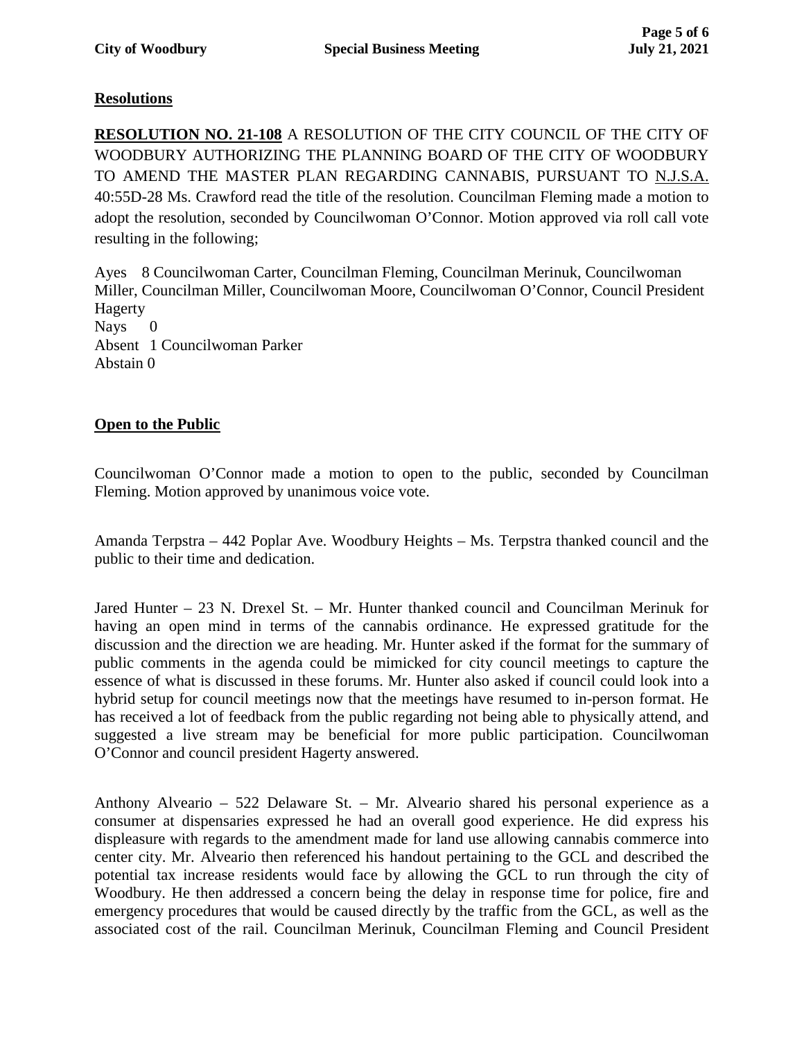## Resolutions

**RESOLUTION NO. 21-108** A RESOLUTION OF THE CITY COUNCIL OF THE CITY OF WOODBURY AUTHORIZING THE PLANNING BOARD OF THE CITY OF WOODBURY TO AMEND THE MASTER PLAN REGARDING CANNABIS, PURSUANT TO N.J.S.A. 40:55D-28 Ms. Crawford read the title of the resolution. Councilman Fleming made a motion to adopt the resolution, seconded by Councilwoman O'Connor. Motion approved via roll call vote resulting in the following;

Ayes 8 Councilwoman Carter, Councilman Fleming, Councilman Merinuk, Councilwoman Miller, Councilman Miller, Councilwoman Moore, Councilwoman O'Connor, Council President Hagerty
Nays 0
Absent 1 Councilwoman Parker
Abstain 0

## Open to the Public

Councilwoman O'Connor made a motion to open to the public, seconded by Councilman Fleming. Motion approved by unanimous voice vote.

Amanda Terpstra – 442 Poplar Ave. Woodbury Heights – Ms. Terpstra thanked council and the public to their time and dedication.

Jared Hunter – 23 N. Drexel St. – Mr. Hunter thanked council and Councilman Merinuk for having an open mind in terms of the cannabis ordinance. He expressed gratitude for the discussion and the direction we are heading. Mr. Hunter asked if the format for the summary of public comments in the agenda could be mimicked for city council meetings to capture the essence of what is discussed in these forums. Mr. Hunter also asked if council could look into a hybrid setup for council meetings now that the meetings have resumed to in-person format. He has received a lot of feedback from the public regarding not being able to physically attend, and suggested a live stream may be beneficial for more public participation. Councilwoman O'Connor and council president Hagerty answered.

Anthony Alveario – 522 Delaware St. – Mr. Alveario shared his personal experience as a consumer at dispensaries expressed he had an overall good experience. He did express his displeasure with regards to the amendment made for land use allowing cannabis commerce into center city. Mr. Alveario then referenced his handout pertaining to the GCL and described the potential tax increase residents would face by allowing the GCL to run through the city of Woodbury. He then addressed a concern being the delay in response time for police, fire and emergency procedures that would be caused directly by the traffic from the GCL, as well as the associated cost of the rail. Councilman Merinuk, Councilman Fleming and Council President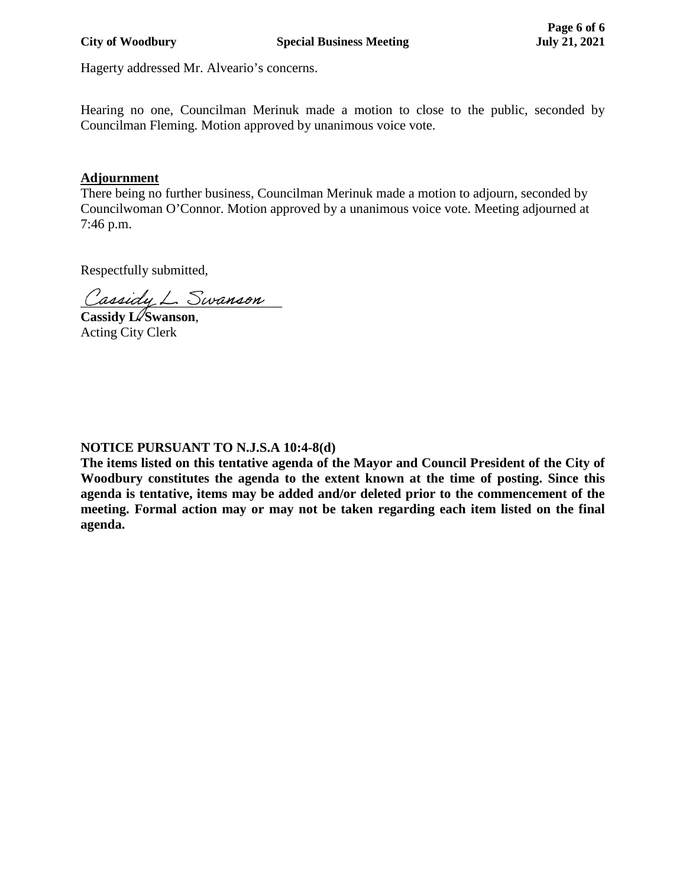Hagerty addressed Mr. Alveario's concerns.

Hearing no one, Councilman Merinuk made a motion to close to the public, seconded by Councilman Fleming. Motion approved by unanimous voice vote.

**Adjournment**

There being no further business, Councilman Merinuk made a motion to adjourn, seconded by Councilwoman O'Connor. Motion approved by a unanimous voice vote. Meeting adjourned at 7:46 p.m.

Respectfully submitted,

*Cassidy L. Swanson*

**Cassidy L. Swanson**,
Acting City Clerk

**NOTICE PURSUANT TO N.J.S.A 10:4-8(d)**
**The items listed on this tentative agenda of the Mayor and Council President of the City of Woodbury constitutes the agenda to the extent known at the time of posting. Since this agenda is tentative, items may be added and/or deleted prior to the commencement of the meeting. Formal action may or may not be taken regarding each item listed on the final agenda.**